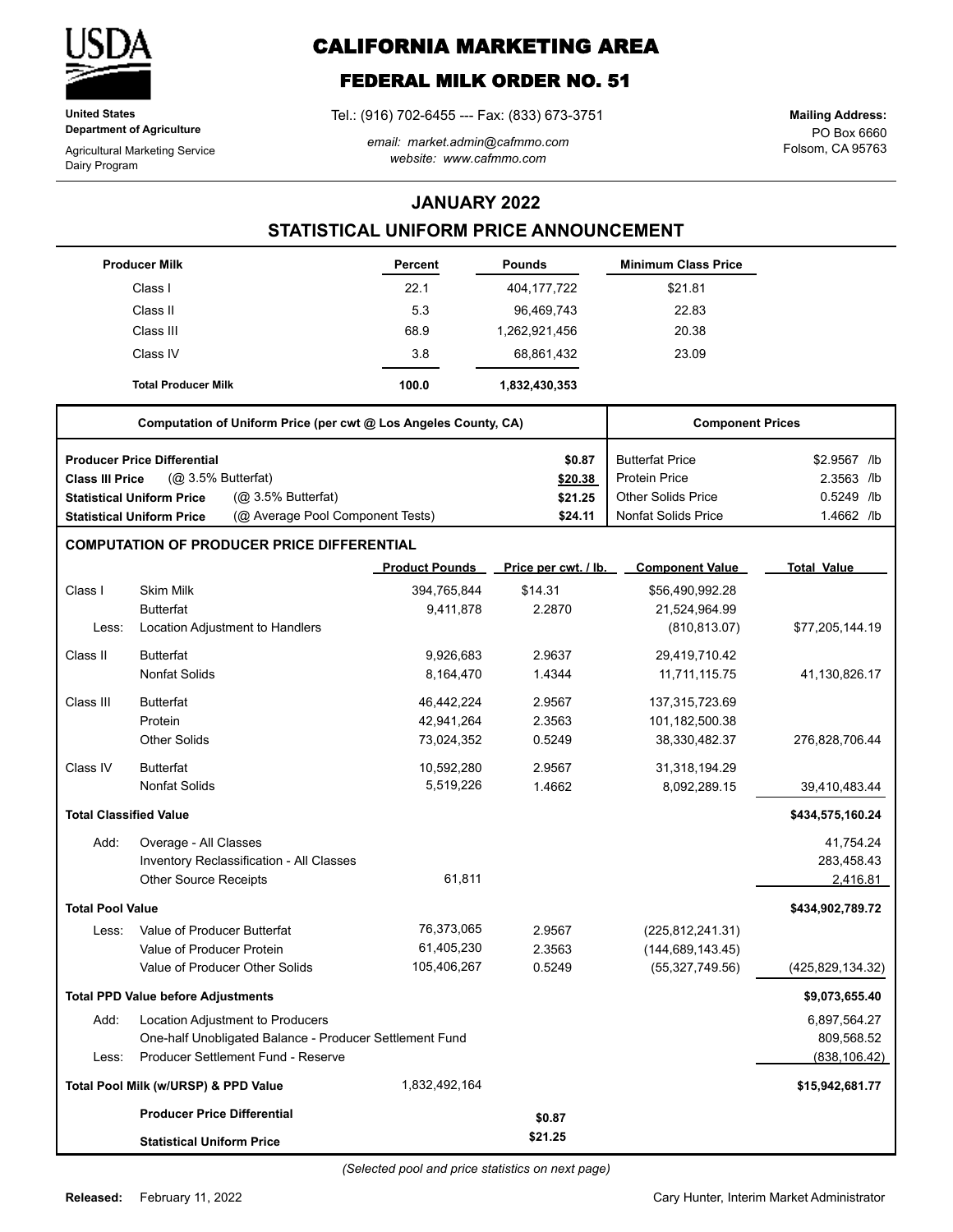USDA

**United States Department of Agriculture**

Agricultural Marketing Service
Dairy Program

# CALIFORNIA MARKETING AREA

## FEDERAL MILK ORDER NO. 51

Tel.: (916) 702-6455 --- Fax: (833) 673-3751

*email: market.admin@cafmmo.com*
*website: www.cafmmo.com*

**Mailing Address:**
PO Box 6660
Folsom, CA 95763

## JANUARY 2022

## STATISTICAL UNIFORM PRICE ANNOUNCEMENT

| Producer Milk | Percent | Pounds | Minimum Class Price |
|---|---|---|---|
| Class I | 22.1 | 404,177,722 | $21.81 |
| Class II | 5.3 | 96,469,743 | 22.83 |
| Class III | 68.9 | 1,262,921,456 | 20.38 |
| Class IV | 3.8 | 68,861,432 | 23.09 |
| **Total Producer Milk** | **100.0** | **1,832,430,353** | |

| Computation of Uniform Price (per cwt @ Los Angeles County, CA) | | |
|---|---|---|
| **Producer Price Differential** | | **$0.87** |
| **Class III Price** | (@ 3.5% Butterfat) | **$20.38** |
| **Statistical Uniform Price** | (@ 3.5% Butterfat) | **$21.25** |
| **Statistical Uniform Price** | (@ Average Pool Component Tests) | **$24.11** |

| Component Prices | |
|---|---|
| Butterfat Price | $2.9567 /lb |
| Protein Price | 2.3563 /lb |
| Other Solids Price | 0.5249 /lb |
| Nonfat Solids Price | 1.4662 /lb |

### COMPUTATION OF PRODUCER PRICE DIFFERENTIAL

| | | Product Pounds | Price per cwt. / lb. | Component Value | Total Value |
|---|---|---|---|---|---|
| Class I | Skim Milk | 394,765,844 | $14.31 | $56,490,992.28 | |
| | Butterfat | 9,411,878 | 2.2870 | 21,524,964.99 | |
| Less: | Location Adjustment to Handlers | | | (810,813.07) | $77,205,144.19 |
| Class II | Butterfat | 9,926,683 | 2.9637 | 29,419,710.42 | |
| | Nonfat Solids | 8,164,470 | 1.4344 | 11,711,115.75 | 41,130,826.17 |
| Class III | Butterfat | 46,442,224 | 2.9567 | 137,315,723.69 | |
| | Protein | 42,941,264 | 2.3563 | 101,182,500.38 | |
| | Other Solids | 73,024,352 | 0.5249 | 38,330,482.37 | 276,828,706.44 |
| Class IV | Butterfat | 10,592,280 | 2.9567 | 31,318,194.29 | |
| | Nonfat Solids | 5,519,226 | 1.4662 | 8,092,289.15 | 39,410,483.44 |
| **Total Classified Value** | | | | | **$434,575,160.24** |
| Add: | Overage - All Classes | | | | 41,754.24 |
| | Inventory Reclassification - All Classes | | | | 283,458.43 |
| | Other Source Receipts | 61,811 | | | 2,416.81 |
| **Total Pool Value** | | | | | **$434,902,789.72** |
| Less: | Value of Producer Butterfat | 76,373,065 | 2.9567 | (225,812,241.31) | |
| | Value of Producer Protein | 61,405,230 | 2.3563 | (144,689,143.45) | |
| | Value of Producer Other Solids | 105,406,267 | 0.5249 | (55,327,749.56) | (425,829,134.32) |
| **Total PPD Value before Adjustments** | | | | | **$9,073,655.40** |
| Add: | Location Adjustment to Producers | | | | 6,897,564.27 |
| | One-half Unobligated Balance - Producer Settlement Fund | | | | 809,568.52 |
| Less: | Producer Settlement Fund - Reserve | | | | (838,106.42) |
| **Total Pool Milk (w/URSP) & PPD Value** | | 1,832,492,164 | | | **$15,942,681.77** |
| | **Producer Price Differential** | | **$0.87** | | |
| | **Statistical Uniform Price** | | **$21.25** | | |

*(Selected pool and price statistics on next page)*

**Released:** February 11, 2022

Cary Hunter, Interim Market Administrator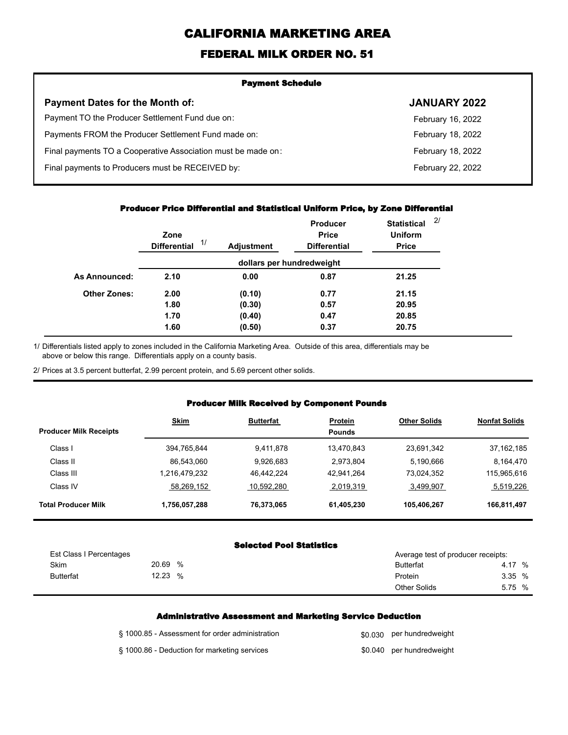# CALIFORNIA MARKETING AREA

## FEDERAL MILK ORDER NO. 51

### Payment Schedule

| Payment Dates for the Month of: | JANUARY 2022 |
|---|---|
| Payment TO the Producer Settlement Fund due on: | February 16, 2022 |
| Payments FROM the Producer Settlement Fund made on: | February 18, 2022 |
| Final payments TO a Cooperative Association must be made on: | February 18, 2022 |
| Final payments to Producers must be RECEIVED by: | February 22, 2022 |

### Producer Price Differential and Statistical Uniform Price, by Zone Differential

| | Zone Differential 1/ | Adjustment | Producer Price Differential | Statistical Uniform Price 2/ |
|---|---|---|---|---|
| | dollars per hundredweight | | | |
| **As Announced:** | **2.10** | **0.00** | **0.87** | **21.25** |
| **Other Zones:** | **2.00** | **(0.10)** | **0.77** | **21.15** |
| | **1.80** | **(0.30)** | **0.57** | **20.95** |
| | **1.70** | **(0.40)** | **0.47** | **20.85** |
| | **1.60** | **(0.50)** | **0.37** | **20.75** |

1/ Differentials listed apply to zones included in the California Marketing Area. Outside of this area, differentials may be above or below this range. Differentials apply on a county basis.

2/ Prices at 3.5 percent butterfat, 2.99 percent protein, and 5.69 percent other solids.

### Producer Milk Received by Component Pounds

| Producer Milk Receipts | Skim | Butterfat | Protein | Other Solids | Nonfat Solids |
|---|---|---|---|---|---|
| | | | Pounds | | |
| Class I | 394,765,844 | 9,411,878 | 13,470,843 | 23,691,342 | 37,162,185 |
| Class II | 86,543,060 | 9,926,683 | 2,973,804 | 5,190,666 | 8,164,470 |
| Class III | 1,216,479,232 | 46,442,224 | 42,941,264 | 73,024,352 | 115,965,616 |
| Class IV | 58,269,152 | 10,592,280 | 2,019,319 | 3,499,907 | 5,519,226 |
| **Total Producer Milk** | **1,756,057,288** | **76,373,065** | **61,405,230** | **105,406,267** | **166,811,497** |

### Selected Pool Statistics

| Est Class I Percentages | | Average test of producer receipts: | |
|---|---|---|---|
| Skim | 20.69 % | Butterfat | 4.17 % |
| Butterfat | 12.23 % | Protein | 3.35 % |
| | | Other Solids | 5.75 % |

### Administrative Assessment and Marketing Service Deduction

| | |
|---|---|
| § 1000.85 - Assessment for order administration | $0.030 per hundredweight |
| § 1000.86 - Deduction for marketing services | $0.040 per hundredweight |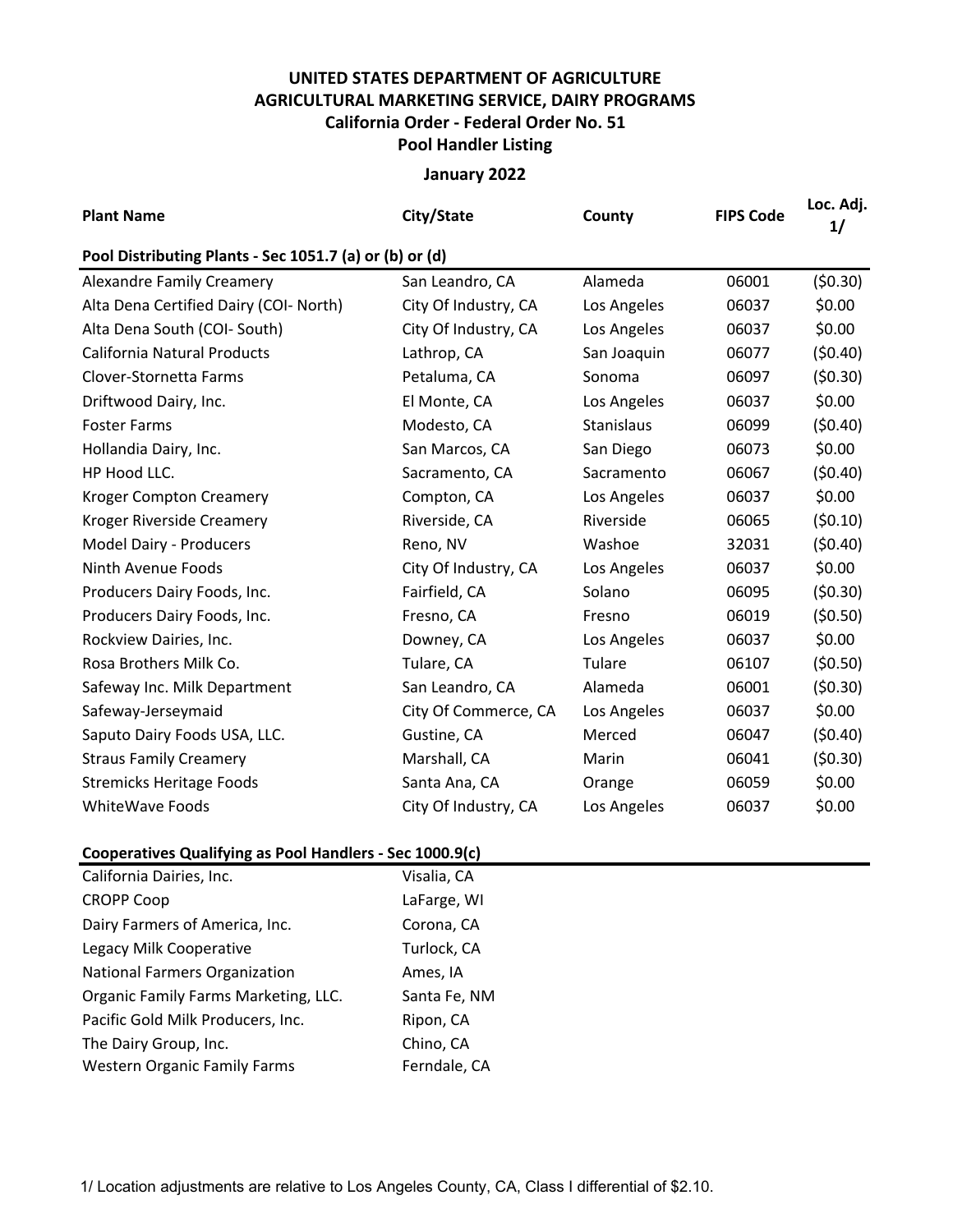# UNITED STATES DEPARTMENT OF AGRICULTURE
## AGRICULTURAL MARKETING SERVICE, DAIRY PROGRAMS
### California Order - Federal Order No. 51
### Pool Handler Listing

**January 2022**

| Plant Name | City/State | County | FIPS Code | Loc. Adj. 1/ |
|---|---|---|---|---|
| **Pool Distributing Plants - Sec 1051.7 (a) or (b) or (d)** | | | | |
| Alexandre Family Creamery | San Leandro, CA | Alameda | 06001 | ($0.30) |
| Alta Dena Certified Dairy (COI- North) | City Of Industry, CA | Los Angeles | 06037 | $0.00 |
| Alta Dena South (COI- South) | City Of Industry, CA | Los Angeles | 06037 | $0.00 |
| California Natural Products | Lathrop, CA | San Joaquin | 06077 | ($0.40) |
| Clover-Stornetta Farms | Petaluma, CA | Sonoma | 06097 | ($0.30) |
| Driftwood Dairy, Inc. | El Monte, CA | Los Angeles | 06037 | $0.00 |
| Foster Farms | Modesto, CA | Stanislaus | 06099 | ($0.40) |
| Hollandia Dairy, Inc. | San Marcos, CA | San Diego | 06073 | $0.00 |
| HP Hood LLC. | Sacramento, CA | Sacramento | 06067 | ($0.40) |
| Kroger Compton Creamery | Compton, CA | Los Angeles | 06037 | $0.00 |
| Kroger Riverside Creamery | Riverside, CA | Riverside | 06065 | ($0.10) |
| Model Dairy - Producers | Reno, NV | Washoe | 32031 | ($0.40) |
| Ninth Avenue Foods | City Of Industry, CA | Los Angeles | 06037 | $0.00 |
| Producers Dairy Foods, Inc. | Fairfield, CA | Solano | 06095 | ($0.30) |
| Producers Dairy Foods, Inc. | Fresno, CA | Fresno | 06019 | ($0.50) |
| Rockview Dairies, Inc. | Downey, CA | Los Angeles | 06037 | $0.00 |
| Rosa Brothers Milk Co. | Tulare, CA | Tulare | 06107 | ($0.50) |
| Safeway Inc. Milk Department | San Leandro, CA | Alameda | 06001 | ($0.30) |
| Safeway-Jerseymaid | City Of Commerce, CA | Los Angeles | 06037 | $0.00 |
| Saputo Dairy Foods USA, LLC. | Gustine, CA | Merced | 06047 | ($0.40) |
| Straus Family Creamery | Marshall, CA | Marin | 06041 | ($0.30) |
| Stremicks Heritage Foods | Santa Ana, CA | Orange | 06059 | $0.00 |
| WhiteWave Foods | City Of Industry, CA | Los Angeles | 06037 | $0.00 |

| Cooperatives Qualifying as Pool Handlers - Sec 1000.9(c) | |
|---|---|
| California Dairies, Inc. | Visalia, CA |
| CROPP Coop | LaFarge, WI |
| Dairy Farmers of America, Inc. | Corona, CA |
| Legacy Milk Cooperative | Turlock, CA |
| National Farmers Organization | Ames, IA |
| Organic Family Farms Marketing, LLC. | Santa Fe, NM |
| Pacific Gold Milk Producers, Inc. | Ripon, CA |
| The Dairy Group, Inc. | Chino, CA |
| Western Organic Family Farms | Ferndale, CA |

1/ Location adjustments are relative to Los Angeles County, CA, Class I differential of $2.10.